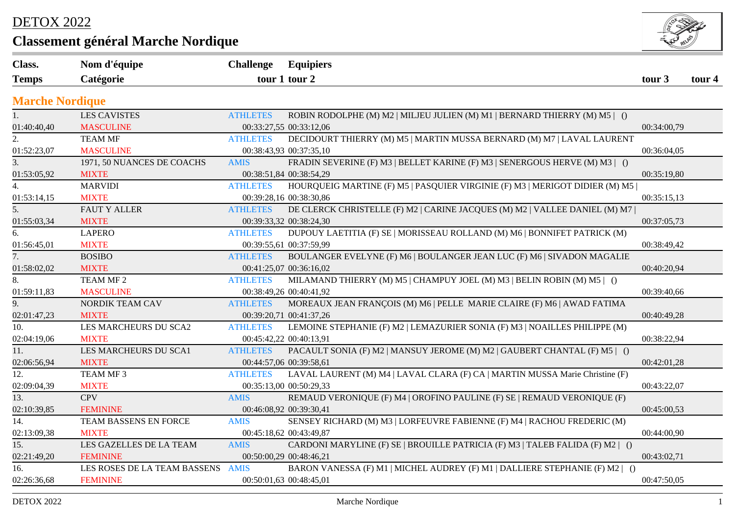# DETOX 2022

## Classement général Marche Nordique

| Class. | Temps | Nom d'équipe | Catégorie | Challenge | Equipiers | tour 1 | tour 2 | tour 3 | tour 4 |
|---|---|---|---|---|---|---|---|---|---|
| **Marche Nordique** | | | | | | | | | |
| 1. | 01:40:40,40 | LES CAVISTES | MASCULINE | ATHLETES | ROBIN RODOLPHE (M) M2 \| MILJEU JULIEN (M) M1 \| BERNARD THIERRY (M) M5 \| () | 00:33:27,55 | 00:33:12,06 | 00:34:00,79 | |
| 2. | 01:52:23,07 | TEAM MF | MASCULINE | ATHLETES | DECIDOURT THIERRY (M) M5 \| MARTIN MUSSA BERNARD (M) M7 \| LAVAL LAURENT | 00:38:43,93 | 00:37:35,10 | 00:36:04,05 | |
| 3. | 01:53:05,92 | 1971, 50 NUANCES DE COACHS | MIXTE | AMIS | FRADIN SEVERINE (F) M3 \| BELLET KARINE (F) M3 \| SENERGOUS HERVE (M) M3 \| () | 00:38:51,84 | 00:38:54,29 | 00:35:19,80 | |
| 4. | 01:53:14,15 | MARVIDI | MIXTE | ATHLETES | HOURQUEIG MARTINE (F) M5 \| PASQUIER VIRGINIE (F) M3 \| MERIGOT DIDIER (M) M5 \| | 00:39:28,16 | 00:38:30,86 | 00:35:15,13 | |
| 5. | 01:55:03,34 | FAUT Y ALLER | MIXTE | ATHLETES | DE CLERCK CHRISTELLE (F) M2 \| CARINE JACQUES (M) M2 \| VALLEE DANIEL (M) M7 \| | 00:39:33,32 | 00:38:24,30 | 00:37:05,73 | |
| 6. | 01:56:45,01 | LAPERO | MIXTE | ATHLETES | DUPOUY LAETITIA (F) SE \| MORISSEAU ROLLAND (M) M6 \| BONNIFET PATRICK (M) | 00:39:55,61 | 00:37:59,99 | 00:38:49,42 | |
| 7. | 01:58:02,02 | BOSIBO | MIXTE | ATHLETES | BOULANGER EVELYNE (F) M6 \| BOULANGER JEAN LUC (F) M6 \| SIVADON MAGALIE | 00:41:25,07 | 00:36:16,02 | 00:40:20,94 | |
| 8. | 01:59:11,83 | TEAM MF 2 | MASCULINE | ATHLETES | MILAMAND THIERRY (M) M5 \| CHAMPUY JOEL (M) M3 \| BELIN ROBIN (M) M5 \| () | 00:38:49,26 | 00:40:41,92 | 00:39:40,66 | |
| 9. | 02:01:47,23 | NORDIK TEAM CAV | MIXTE | ATHLETES | MOREAUX JEAN FRANÇOIS (M) M6 \| PELLE MARIE CLAIRE (F) M6 \| AWAD FATIMA | 00:39:20,71 | 00:41:37,26 | 00:40:49,28 | |
| 10. | 02:04:19,06 | LES MARCHEURS DU SCA2 | MIXTE | ATHLETES | LEMOINE STEPHANIE (F) M2 \| LEMAZURIER SONIA (F) M3 \| NOAILLES PHILIPPE (M) | 00:45:42,22 | 00:40:13,91 | 00:38:22,94 | |
| 11. | 02:06:56,94 | LES MARCHEURS DU SCA1 | MIXTE | ATHLETES | PACAULT SONIA (F) M2 \| MANSUY JEROME (M) M2 \| GAUBERT CHANTAL (F) M5 \| () | 00:44:57,06 | 00:39:58,61 | 00:42:01,28 | |
| 12. | 02:09:04,39 | TEAM MF 3 | MIXTE | ATHLETES | LAVAL LAURENT (M) M4 \| LAVAL CLARA (F) CA \| MARTIN MUSSA Marie Christine (F) | 00:35:13,00 | 00:50:29,33 | 00:43:22,07 | |
| 13. | 02:10:39,85 | CPV | FEMININE | AMIS | REMAUD VERONIQUE (F) M4 \| OROFINO PAULINE (F) SE \| REMAUD VERONIQUE (F) | 00:46:08,92 | 00:39:30,41 | 00:45:00,53 | |
| 14. | 02:13:09,38 | TEAM BASSENS EN FORCE | MIXTE | AMIS | SENSEY RICHARD (M) M3 \| LORFEUVRE FABIENNE (F) M4 \| RACHOU FREDERIC (M) | 00:45:18,62 | 00:43:49,87 | 00:44:00,90 | |
| 15. | 02:21:49,20 | LES GAZELLES DE LA TEAM | FEMININE | AMIS | CARDONI MARYLINE (F) SE \| BROUILLE PATRICIA (F) M3 \| TALEB FALIDA (F) M2 \| () | 00:50:00,29 | 00:48:46,21 | 00:43:02,71 | |
| 16. | 02:26:36,68 | LES ROSES DE LA TEAM BASSENS | FEMININE | AMIS | BARON VANESSA (F) M1 \| MICHEL AUDREY (F) M1 \| DALLIERE STEPHANIE (F) M2 \| () | 00:50:01,63 | 00:48:45,01 | 00:47:50,05 | |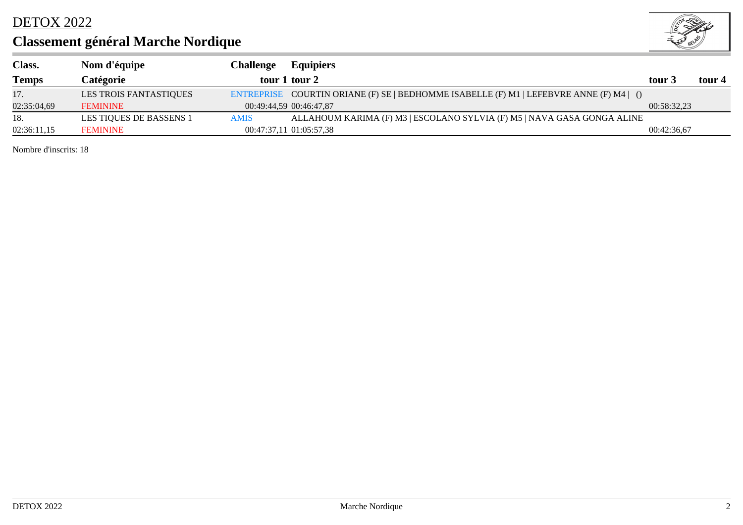DETOX 2022

# Classement général Marche Nordique

| Class. / Temps | Nom d'équipe / Catégorie | Challenge / tour 1 | Equipiers / tour 2 | tour 3 | tour 4 |
|---|---|---|---|---|---|
| 17. | LES TROIS FANTASTIQUES | ENTREPRISE | COURTIN ORIANE (F) SE \| BEDHOMME ISABELLE (F) M1 \| LEFEBVRE ANNE (F) M4 \| () | | |
| 02:35:04,69 | FEMININE | 00:49:44,59 | 00:46:47,87 | 00:58:32,23 | |
| 18. | LES TIQUES DE BASSENS 1 | AMIS | ALLAHOUM KARIMA (F) M3 \| ESCOLANO SYLVIA (F) M5 \| NAVA GASA GONGA ALINE | | |
| 02:36:11,15 | FEMININE | 00:47:37,11 | 01:05:57,38 | 00:42:36,67 | |

Nombre d'inscrits: 18